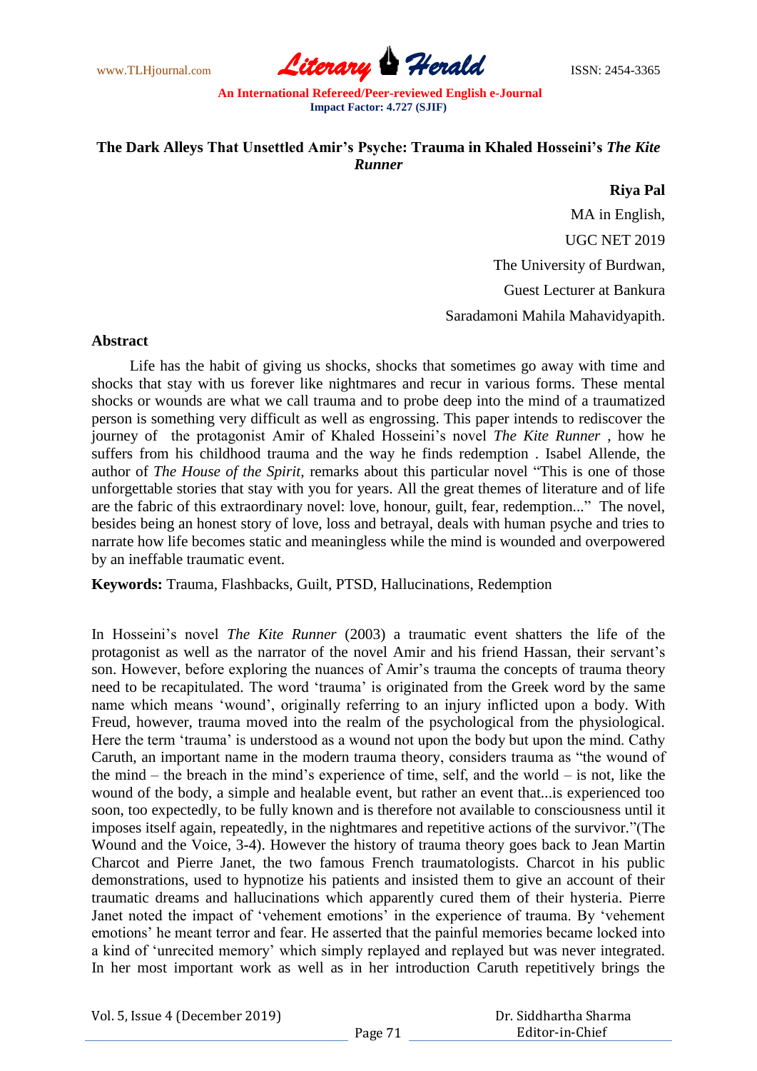# The Dark Alleys That Unsettled Amir's Psyche: Trauma in Khaled Hosseini's *The Kite Runner*

**Riya Pal**

MA in English,

UGC NET 2019

The University of Burdwan,

Guest Lecturer at Bankura

Saradamoni Mahila Mahavidyapith.

## Abstract

Life has the habit of giving us shocks, shocks that sometimes go away with time and shocks that stay with us forever like nightmares and recur in various forms. These mental shocks or wounds are what we call trauma and to probe deep into the mind of a traumatized person is something very difficult as well as engrossing. This paper intends to rediscover the journey of the protagonist Amir of Khaled Hosseini's novel *The Kite Runner* , how he suffers from his childhood trauma and the way he finds redemption . Isabel Allende, the author of *The House of the Spirit,* remarks about this particular novel "This is one of those unforgettable stories that stay with you for years. All the great themes of literature and of life are the fabric of this extraordinary novel: love, honour, guilt, fear, redemption..." The novel, besides being an honest story of love, loss and betrayal, deals with human psyche and tries to narrate how life becomes static and meaningless while the mind is wounded and overpowered by an ineffable traumatic event.

**Keywords:** Trauma, Flashbacks, Guilt, PTSD, Hallucinations, Redemption

In Hosseini's novel *The Kite Runner* (2003) a traumatic event shatters the life of the protagonist as well as the narrator of the novel Amir and his friend Hassan, their servant's son. However, before exploring the nuances of Amir's trauma the concepts of trauma theory need to be recapitulated. The word 'trauma' is originated from the Greek word by the same name which means 'wound', originally referring to an injury inflicted upon a body. With Freud, however, trauma moved into the realm of the psychological from the physiological. Here the term 'trauma' is understood as a wound not upon the body but upon the mind. Cathy Caruth, an important name in the modern trauma theory, considers trauma as "the wound of the mind – the breach in the mind's experience of time, self, and the world – is not, like the wound of the body, a simple and healable event, but rather an event that...is experienced too soon, too expectedly, to be fully known and is therefore not available to consciousness until it imposes itself again, repeatedly, in the nightmares and repetitive actions of the survivor."(The Wound and the Voice, 3-4). However the history of trauma theory goes back to Jean Martin Charcot and Pierre Janet, the two famous French traumatologists. Charcot in his public demonstrations, used to hypnotize his patients and insisted them to give an account of their traumatic dreams and hallucinations which apparently cured them of their hysteria. Pierre Janet noted the impact of 'vehement emotions' in the experience of trauma. By 'vehement emotions' he meant terror and fear. He asserted that the painful memories became locked into a kind of 'unrecited memory' which simply replayed and replayed but was never integrated. In her most important work as well as in her introduction Caruth repetitively brings the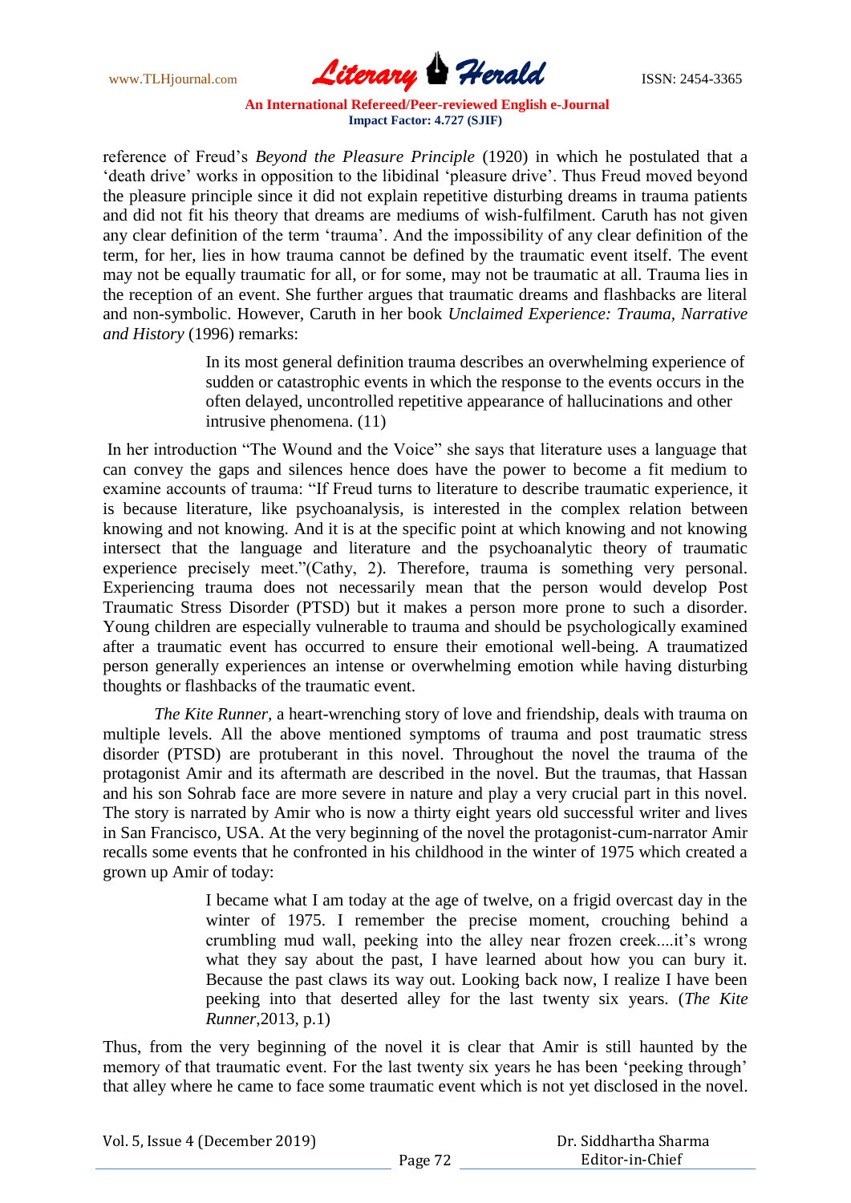reference of Freud's *Beyond the Pleasure Principle* (1920) in which he postulated that a 'death drive' works in opposition to the libidinal 'pleasure drive'. Thus Freud moved beyond the pleasure principle since it did not explain repetitive disturbing dreams in trauma patients and did not fit his theory that dreams are mediums of wish-fulfilment. Caruth has not given any clear definition of the term 'trauma'. And the impossibility of any clear definition of the term, for her, lies in how trauma cannot be defined by the traumatic event itself. The event may not be equally traumatic for all, or for some, may not be traumatic at all. Trauma lies in the reception of an event. She further argues that traumatic dreams and flashbacks are literal and non-symbolic. However, Caruth in her book *Unclaimed Experience: Trauma, Narrative and History* (1996) remarks:

> In its most general definition trauma describes an overwhelming experience of sudden or catastrophic events in which the response to the events occurs in the often delayed, uncontrolled repetitive appearance of hallucinations and other intrusive phenomena. (11)

In her introduction "The Wound and the Voice" she says that literature uses a language that can convey the gaps and silences hence does have the power to become a fit medium to examine accounts of trauma: "If Freud turns to literature to describe traumatic experience, it is because literature, like psychoanalysis, is interested in the complex relation between knowing and not knowing. And it is at the specific point at which knowing and not knowing intersect that the language and literature and the psychoanalytic theory of traumatic experience precisely meet."(Cathy, 2). Therefore, trauma is something very personal. Experiencing trauma does not necessarily mean that the person would develop Post Traumatic Stress Disorder (PTSD) but it makes a person more prone to such a disorder. Young children are especially vulnerable to trauma and should be psychologically examined after a traumatic event has occurred to ensure their emotional well-being. A traumatized person generally experiences an intense or overwhelming emotion while having disturbing thoughts or flashbacks of the traumatic event.

*The Kite Runner*, a heart-wrenching story of love and friendship, deals with trauma on multiple levels. All the above mentioned symptoms of trauma and post traumatic stress disorder (PTSD) are protuberant in this novel. Throughout the novel the trauma of the protagonist Amir and its aftermath are described in the novel. But the traumas, that Hassan and his son Sohrab face are more severe in nature and play a very crucial part in this novel. The story is narrated by Amir who is now a thirty eight years old successful writer and lives in San Francisco, USA. At the very beginning of the novel the protagonist-cum-narrator Amir recalls some events that he confronted in his childhood in the winter of 1975 which created a grown up Amir of today:

> I became what I am today at the age of twelve, on a frigid overcast day in the winter of 1975. I remember the precise moment, crouching behind a crumbling mud wall, peeking into the alley near frozen creek....it's wrong what they say about the past, I have learned about how you can bury it. Because the past claws its way out. Looking back now, I realize I have been peeking into that deserted alley for the last twenty six years. (*The Kite Runner*,2013, p.1)

Thus, from the very beginning of the novel it is clear that Amir is still haunted by the memory of that traumatic event. For the last twenty six years he has been 'peeking through' that alley where he came to face some traumatic event which is not yet disclosed in the novel.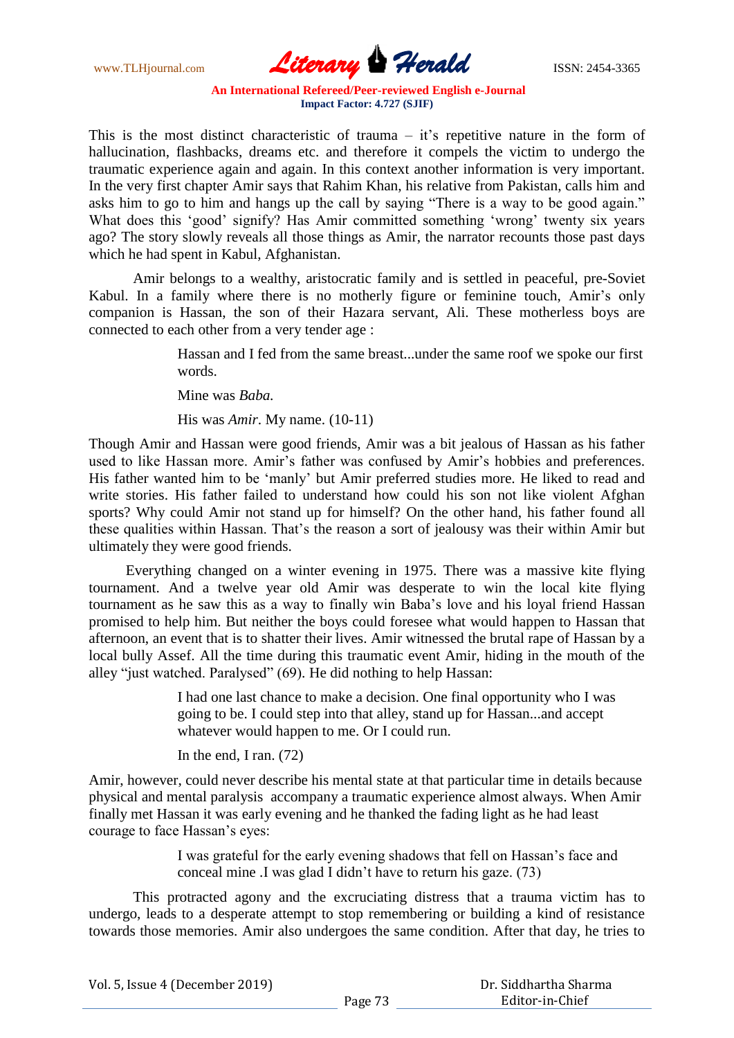This is the most distinct characteristic of trauma – it's repetitive nature in the form of hallucination, flashbacks, dreams etc. and therefore it compels the victim to undergo the traumatic experience again and again. In this context another information is very important. In the very first chapter Amir says that Rahim Khan, his relative from Pakistan, calls him and asks him to go to him and hangs up the call by saying "There is a way to be good again." What does this 'good' signify? Has Amir committed something 'wrong' twenty six years ago? The story slowly reveals all those things as Amir, the narrator recounts those past days which he had spent in Kabul, Afghanistan.

Amir belongs to a wealthy, aristocratic family and is settled in peaceful, pre-Soviet Kabul. In a family where there is no motherly figure or feminine touch, Amir's only companion is Hassan, the son of their Hazara servant, Ali. These motherless boys are connected to each other from a very tender age :

> Hassan and I fed from the same breast...under the same roof we spoke our first words.
>
> Mine was *Baba.*
>
> His was *Amir*. My name. (10-11)

Though Amir and Hassan were good friends, Amir was a bit jealous of Hassan as his father used to like Hassan more. Amir's father was confused by Amir's hobbies and preferences. His father wanted him to be 'manly' but Amir preferred studies more. He liked to read and write stories. His father failed to understand how could his son not like violent Afghan sports? Why could Amir not stand up for himself? On the other hand, his father found all these qualities within Hassan. That's the reason a sort of jealousy was their within Amir but ultimately they were good friends.

Everything changed on a winter evening in 1975. There was a massive kite flying tournament. And a twelve year old Amir was desperate to win the local kite flying tournament as he saw this as a way to finally win Baba's love and his loyal friend Hassan promised to help him. But neither the boys could foresee what would happen to Hassan that afternoon, an event that is to shatter their lives. Amir witnessed the brutal rape of Hassan by a local bully Assef. All the time during this traumatic event Amir, hiding in the mouth of the alley "just watched. Paralysed" (69). He did nothing to help Hassan:

> I had one last chance to make a decision. One final opportunity who I was going to be. I could step into that alley, stand up for Hassan...and accept whatever would happen to me. Or I could run.
>
> In the end, I ran. (72)

Amir, however, could never describe his mental state at that particular time in details because physical and mental paralysis accompany a traumatic experience almost always. When Amir finally met Hassan it was early evening and he thanked the fading light as he had least courage to face Hassan's eyes:

> I was grateful for the early evening shadows that fell on Hassan's face and conceal mine .I was glad I didn't have to return his gaze. (73)

This protracted agony and the excruciating distress that a trauma victim has to undergo, leads to a desperate attempt to stop remembering or building a kind of resistance towards those memories. Amir also undergoes the same condition. After that day, he tries to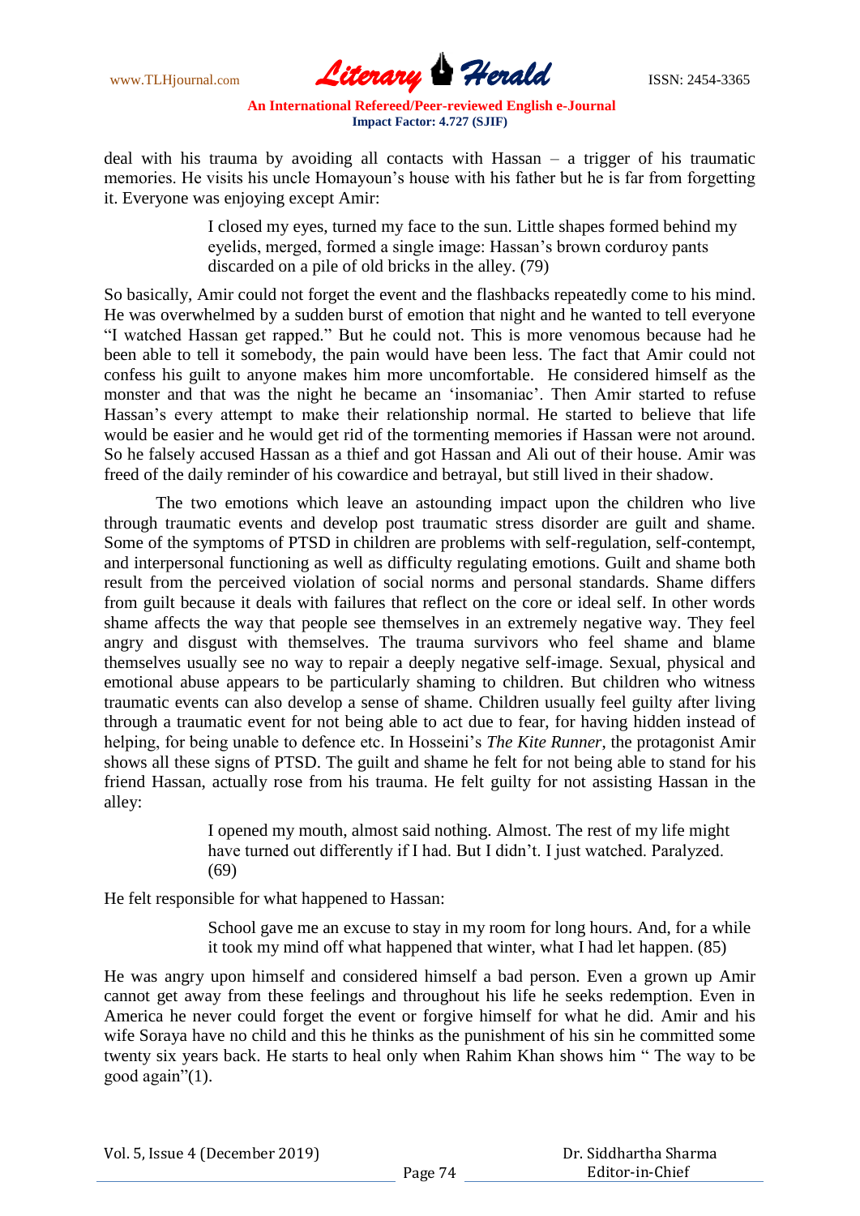deal with his trauma by avoiding all contacts with Hassan – a trigger of his traumatic memories. He visits his uncle Homayoun's house with his father but he is far from forgetting it. Everyone was enjoying except Amir:

> I closed my eyes, turned my face to the sun. Little shapes formed behind my eyelids, merged, formed a single image: Hassan's brown corduroy pants discarded on a pile of old bricks in the alley. (79)

So basically, Amir could not forget the event and the flashbacks repeatedly come to his mind. He was overwhelmed by a sudden burst of emotion that night and he wanted to tell everyone "I watched Hassan get rapped." But he could not. This is more venomous because had he been able to tell it somebody, the pain would have been less. The fact that Amir could not confess his guilt to anyone makes him more uncomfortable. He considered himself as the monster and that was the night he became an 'insomaniac'. Then Amir started to refuse Hassan's every attempt to make their relationship normal. He started to believe that life would be easier and he would get rid of the tormenting memories if Hassan were not around. So he falsely accused Hassan as a thief and got Hassan and Ali out of their house. Amir was freed of the daily reminder of his cowardice and betrayal, but still lived in their shadow.

The two emotions which leave an astounding impact upon the children who live through traumatic events and develop post traumatic stress disorder are guilt and shame. Some of the symptoms of PTSD in children are problems with self-regulation, self-contempt, and interpersonal functioning as well as difficulty regulating emotions. Guilt and shame both result from the perceived violation of social norms and personal standards. Shame differs from guilt because it deals with failures that reflect on the core or ideal self. In other words shame affects the way that people see themselves in an extremely negative way. They feel angry and disgust with themselves. The trauma survivors who feel shame and blame themselves usually see no way to repair a deeply negative self-image. Sexual, physical and emotional abuse appears to be particularly shaming to children. But children who witness traumatic events can also develop a sense of shame. Children usually feel guilty after living through a traumatic event for not being able to act due to fear, for having hidden instead of helping, for being unable to defence etc. In Hosseini's *The Kite Runner*, the protagonist Amir shows all these signs of PTSD. The guilt and shame he felt for not being able to stand for his friend Hassan, actually rose from his trauma. He felt guilty for not assisting Hassan in the alley:

> I opened my mouth, almost said nothing. Almost. The rest of my life might have turned out differently if I had. But I didn't. I just watched. Paralyzed. (69)

He felt responsible for what happened to Hassan:

> School gave me an excuse to stay in my room for long hours. And, for a while it took my mind off what happened that winter, what I had let happen. (85)

He was angry upon himself and considered himself a bad person. Even a grown up Amir cannot get away from these feelings and throughout his life he seeks redemption. Even in America he never could forget the event or forgive himself for what he did. Amir and his wife Soraya have no child and this he thinks as the punishment of his sin he committed some twenty six years back. He starts to heal only when Rahim Khan shows him " The way to be good again"(1).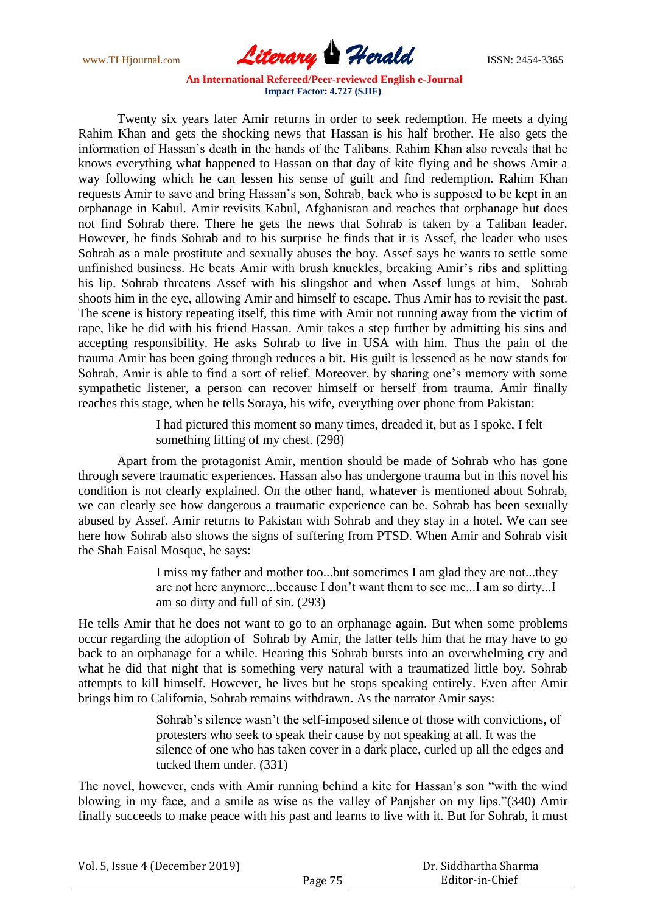Twenty six years later Amir returns in order to seek redemption. He meets a dying Rahim Khan and gets the shocking news that Hassan is his half brother. He also gets the information of Hassan's death in the hands of the Talibans. Rahim Khan also reveals that he knows everything what happened to Hassan on that day of kite flying and he shows Amir a way following which he can lessen his sense of guilt and find redemption. Rahim Khan requests Amir to save and bring Hassan's son, Sohrab, back who is supposed to be kept in an orphanage in Kabul. Amir revisits Kabul, Afghanistan and reaches that orphanage but does not find Sohrab there. There he gets the news that Sohrab is taken by a Taliban leader. However, he finds Sohrab and to his surprise he finds that it is Assef, the leader who uses Sohrab as a male prostitute and sexually abuses the boy. Assef says he wants to settle some unfinished business. He beats Amir with brush knuckles, breaking Amir's ribs and splitting his lip. Sohrab threatens Assef with his slingshot and when Assef lungs at him, Sohrab shoots him in the eye, allowing Amir and himself to escape. Thus Amir has to revisit the past. The scene is history repeating itself, this time with Amir not running away from the victim of rape, like he did with his friend Hassan. Amir takes a step further by admitting his sins and accepting responsibility. He asks Sohrab to live in USA with him. Thus the pain of the trauma Amir has been going through reduces a bit. His guilt is lessened as he now stands for Sohrab. Amir is able to find a sort of relief. Moreover, by sharing one's memory with some sympathetic listener, a person can recover himself or herself from trauma. Amir finally reaches this stage, when he tells Soraya, his wife, everything over phone from Pakistan:

> I had pictured this moment so many times, dreaded it, but as I spoke, I felt something lifting of my chest. (298)

Apart from the protagonist Amir, mention should be made of Sohrab who has gone through severe traumatic experiences. Hassan also has undergone trauma but in this novel his condition is not clearly explained. On the other hand, whatever is mentioned about Sohrab, we can clearly see how dangerous a traumatic experience can be. Sohrab has been sexually abused by Assef. Amir returns to Pakistan with Sohrab and they stay in a hotel. We can see here how Sohrab also shows the signs of suffering from PTSD. When Amir and Sohrab visit the Shah Faisal Mosque, he says:

> I miss my father and mother too...but sometimes I am glad they are not...they are not here anymore...because I don't want them to see me...I am so dirty...I am so dirty and full of sin. (293)

He tells Amir that he does not want to go to an orphanage again. But when some problems occur regarding the adoption of Sohrab by Amir, the latter tells him that he may have to go back to an orphanage for a while. Hearing this Sohrab bursts into an overwhelming cry and what he did that night that is something very natural with a traumatized little boy. Sohrab attempts to kill himself. However, he lives but he stops speaking entirely. Even after Amir brings him to California, Sohrab remains withdrawn. As the narrator Amir says:

> Sohrab's silence wasn't the self-imposed silence of those with convictions, of protesters who seek to speak their cause by not speaking at all. It was the silence of one who has taken cover in a dark place, curled up all the edges and tucked them under. (331)

The novel, however, ends with Amir running behind a kite for Hassan's son "with the wind blowing in my face, and a smile as wise as the valley of Panjsher on my lips."(340) Amir finally succeeds to make peace with his past and learns to live with it. But for Sohrab, it must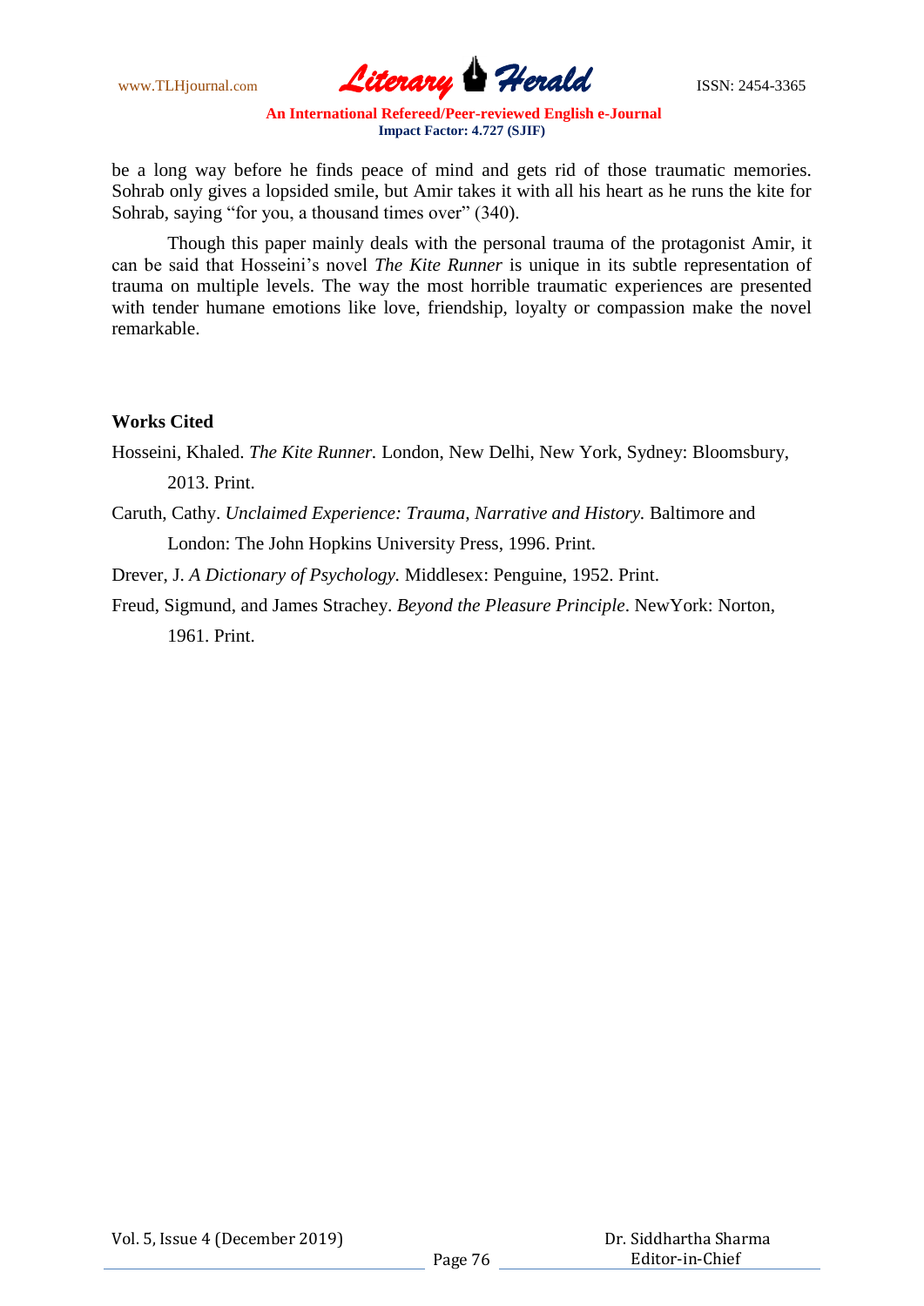be a long way before he finds peace of mind and gets rid of those traumatic memories. Sohrab only gives a lopsided smile, but Amir takes it with all his heart as he runs the kite for Sohrab, saying "for you, a thousand times over" (340).

Though this paper mainly deals with the personal trauma of the protagonist Amir, it can be said that Hosseini's novel *The Kite Runner* is unique in its subtle representation of trauma on multiple levels. The way the most horrible traumatic experiences are presented with tender humane emotions like love, friendship, loyalty or compassion make the novel remarkable.

**Works Cited**

Hosseini, Khaled. *The Kite Runner.* London, New Delhi, New York, Sydney: Bloomsbury, 2013. Print.

Caruth, Cathy. *Unclaimed Experience: Trauma, Narrative and History.* Baltimore and London: The John Hopkins University Press, 1996. Print.

Drever, J. *A Dictionary of Psychology.* Middlesex: Penguine, 1952. Print.

Freud, Sigmund, and James Strachey. *Beyond the Pleasure Principle*. NewYork: Norton, 1961. Print.